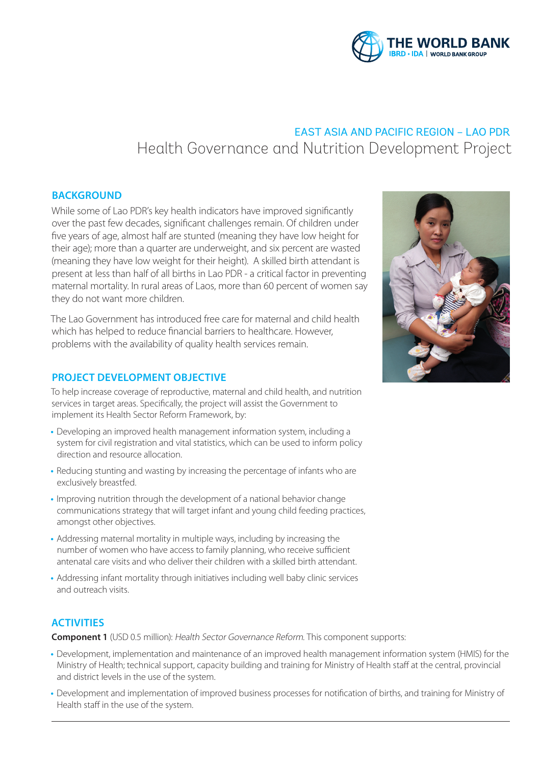EAST ASIA AND PACIFIC REGION – LAO PDR

# Health Governance and Nutrition Development Project

## BACKGROUND

While some of Lao PDR's key health indicators have improved significantly over the past few decades, significant challenges remain. Of children under five years of age, almost half are stunted (meaning they have low height for their age); more than a quarter are underweight, and six percent are wasted (meaning they have low weight for their height). A skilled birth attendant is present at less than half of all births in Lao PDR - a critical factor in preventing maternal mortality. In rural areas of Laos, more than 60 percent of women say they do not want more children.

The Lao Government has introduced free care for maternal and child health which has helped to reduce financial barriers to healthcare. However, problems with the availability of quality health services remain.

## PROJECT DEVELOPMENT OBJECTIVE

To help increase coverage of reproductive, maternal and child health, and nutrition services in target areas. Specifically, the project will assist the Government to implement its Health Sector Reform Framework, by:

- Developing an improved health management information system, including a system for civil registration and vital statistics, which can be used to inform policy direction and resource allocation.
- Reducing stunting and wasting by increasing the percentage of infants who are exclusively breastfed.
- Improving nutrition through the development of a national behavior change communications strategy that will target infant and young child feeding practices, amongst other objectives.
- Addressing maternal mortality in multiple ways, including by increasing the number of women who have access to family planning, who receive sufficient antenatal care visits and who deliver their children with a skilled birth attendant.
- Addressing infant mortality through initiatives including well baby clinic services and outreach visits.

## ACTIVITIES

**Component 1** (USD 0.5 million): *Health Sector Governance Reform*. This component supports:

- Development, implementation and maintenance of an improved health management information system (HMIS) for the Ministry of Health; technical support, capacity building and training for Ministry of Health staff at the central, provincial and district levels in the use of the system.
- Development and implementation of improved business processes for notification of births, and training for Ministry of Health staff in the use of the system.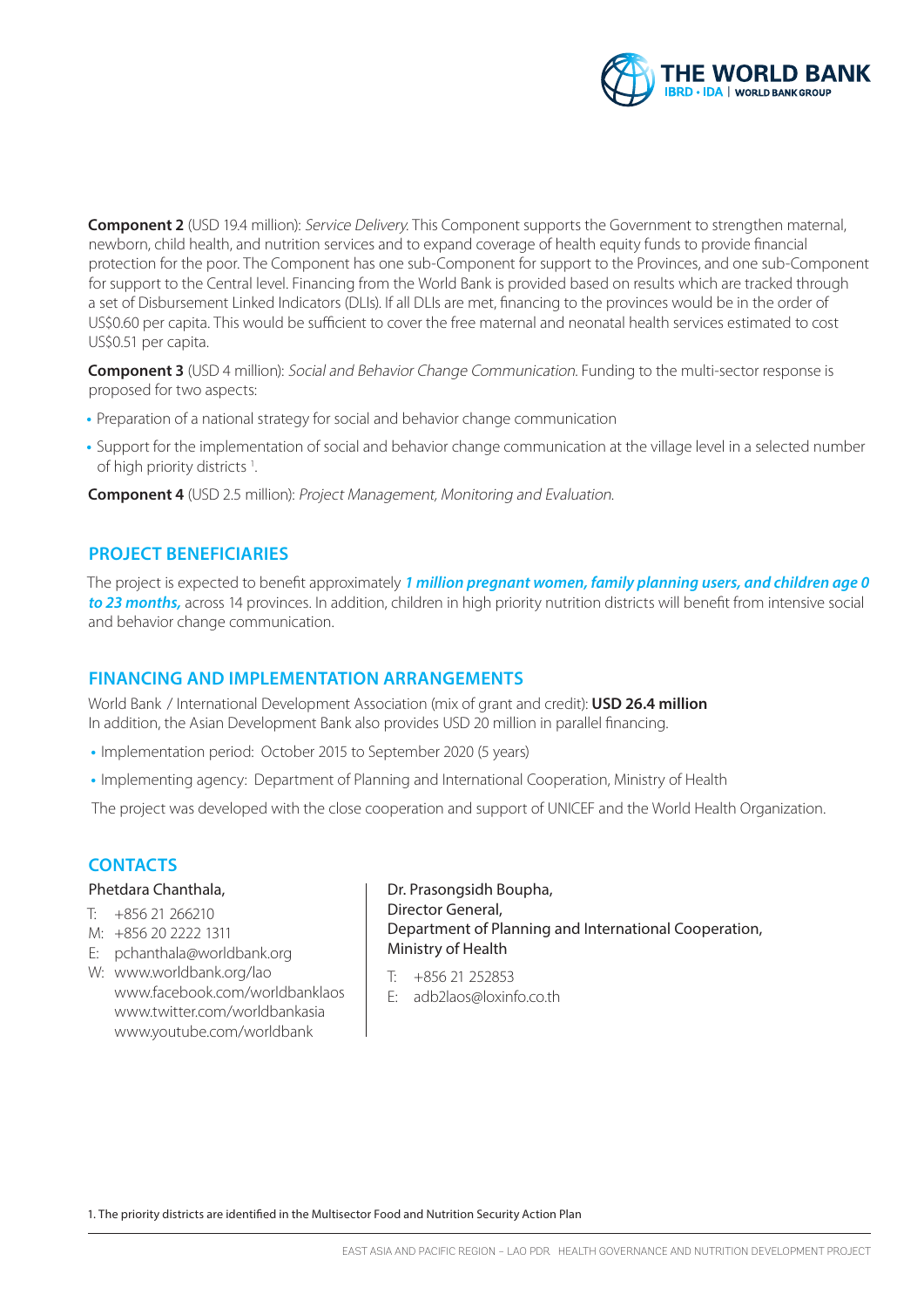**Component 2** (USD 19.4 million): *Service Delivery.* This Component supports the Government to strengthen maternal, newborn, child health, and nutrition services and to expand coverage of health equity funds to provide financial protection for the poor. The Component has one sub-Component for support to the Provinces, and one sub-Component for support to the Central level. Financing from the World Bank is provided based on results which are tracked through a set of Disbursement Linked Indicators (DLIs). If all DLIs are met, financing to the provinces would be in the order of US$0.60 per capita. This would be sufficient to cover the free maternal and neonatal health services estimated to cost US$0.51 per capita.

**Component 3** (USD 4 million): *Social and Behavior Change Communication.* Funding to the multi-sector response is proposed for two aspects:

- Preparation of a national strategy for social and behavior change communication
- Support for the implementation of social and behavior change communication at the village level in a selected number of high priority districts [1].

**Component 4** (USD 2.5 million): *Project Management, Monitoring and Evaluation.*

## PROJECT BENEFICIARIES

The project is expected to benefit approximately ***1 million pregnant women, family planning users, and children age 0 to 23 months,*** across 14 provinces. In addition, children in high priority nutrition districts will benefit from intensive social and behavior change communication.

## FINANCING AND IMPLEMENTATION ARRANGEMENTS

World Bank / International Development Association (mix of grant and credit): **USD 26.4 million**
In addition, the Asian Development Bank also provides USD 20 million in parallel financing.

- Implementation period: October 2015 to September 2020 (5 years)
- Implementing agency: Department of Planning and International Cooperation, Ministry of Health

The project was developed with the close cooperation and support of UNICEF and the World Health Organization.

## CONTACTS

Phetdara Chanthala,
T: +856 21 266210
M: +856 20 2222 1311
E: pchanthala@worldbank.org
W: www.worldbank.org/lao
www.facebook.com/worldbanklaos
www.twitter.com/worldbankasia
www.youtube.com/worldbank

Dr. Prasongsidh Boupha,
Director General,
Department of Planning and International Cooperation,
Ministry of Health
T: +856 21 252853
E: adb2laos@loxinfo.co.th

1. The priority districts are identified in the Multisector Food and Nutrition Security Action Plan